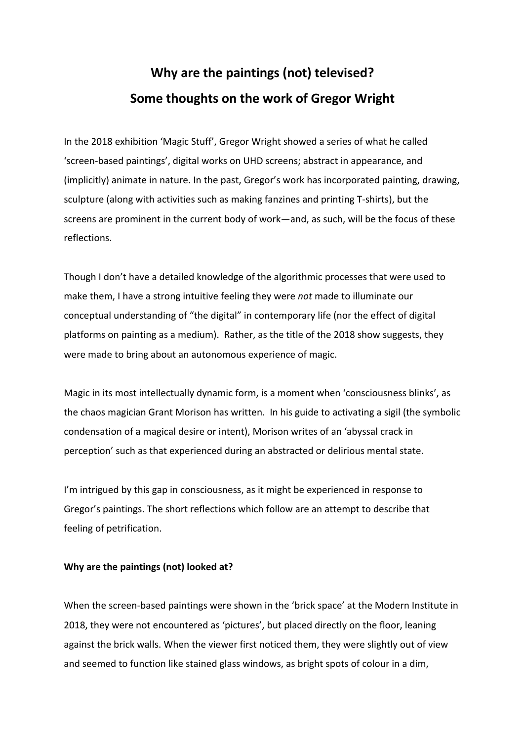# Why are the paintings (not) televised?
## Some thoughts on the work of Gregor Wright

In the 2018 exhibition 'Magic Stuff', Gregor Wright showed a series of what he called 'screen-based paintings', digital works on UHD screens; abstract in appearance, and (implicitly) animate in nature. In the past, Gregor's work has incorporated painting, drawing, sculpture (along with activities such as making fanzines and printing T-shirts), but the screens are prominent in the current body of work—and, as such, will be the focus of these reflections.

Though I don't have a detailed knowledge of the algorithmic processes that were used to make them, I have a strong intuitive feeling they were *not* made to illuminate our conceptual understanding of "the digital" in contemporary life (nor the effect of digital platforms on painting as a medium). Rather, as the title of the 2018 show suggests, they were made to bring about an autonomous experience of magic.

Magic in its most intellectually dynamic form, is a moment when 'consciousness blinks', as the chaos magician Grant Morison has written. In his guide to activating a sigil (the symbolic condensation of a magical desire or intent), Morison writes of an 'abyssal crack in perception' such as that experienced during an abstracted or delirious mental state.

I'm intrigued by this gap in consciousness, as it might be experienced in response to Gregor's paintings. The short reflections which follow are an attempt to describe that feeling of petrification.

**Why are the paintings (not) looked at?**

When the screen-based paintings were shown in the 'brick space' at the Modern Institute in 2018, they were not encountered as 'pictures', but placed directly on the floor, leaning against the brick walls. When the viewer first noticed them, they were slightly out of view and seemed to function like stained glass windows, as bright spots of colour in a dim,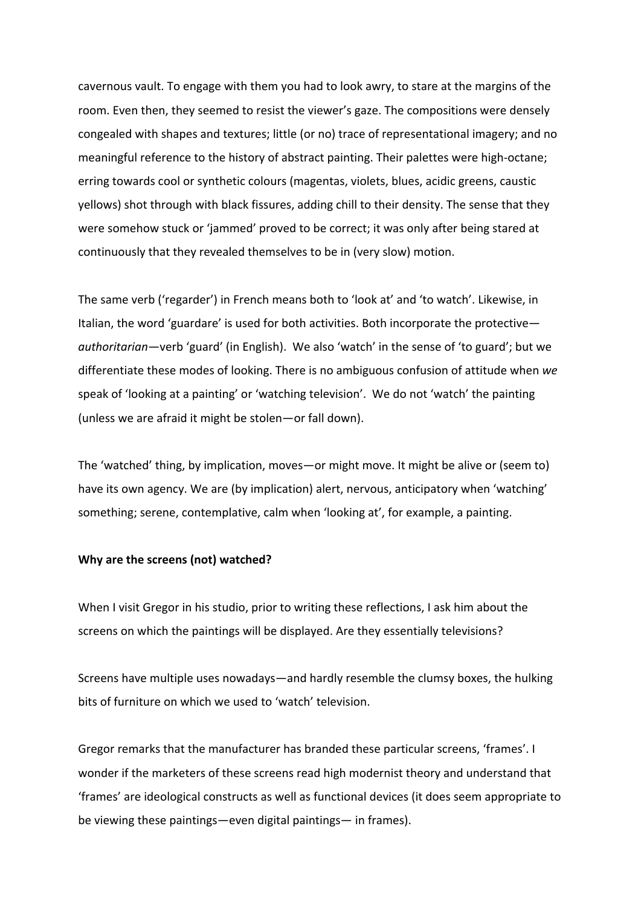cavernous vault. To engage with them you had to look awry, to stare at the margins of the room. Even then, they seemed to resist the viewer's gaze. The compositions were densely congealed with shapes and textures; little (or no) trace of representational imagery; and no meaningful reference to the history of abstract painting. Their palettes were high-octane; erring towards cool or synthetic colours (magentas, violets, blues, acidic greens, caustic yellows) shot through with black fissures, adding chill to their density. The sense that they were somehow stuck or 'jammed' proved to be correct; it was only after being stared at continuously that they revealed themselves to be in (very slow) motion.

The same verb ('regarder') in French means both to 'look at' and 'to watch'. Likewise, in Italian, the word 'guardare' is used for both activities. Both incorporate the protective—*authoritarian*—verb 'guard' (in English). We also 'watch' in the sense of 'to guard'; but we differentiate these modes of looking. There is no ambiguous confusion of attitude when *we* speak of 'looking at a painting' or 'watching television'. We do not 'watch' the painting (unless we are afraid it might be stolen—or fall down).

The 'watched' thing, by implication, moves—or might move. It might be alive or (seem to) have its own agency. We are (by implication) alert, nervous, anticipatory when 'watching' something; serene, contemplative, calm when 'looking at', for example, a painting.

**Why are the screens (not) watched?**

When I visit Gregor in his studio, prior to writing these reflections, I ask him about the screens on which the paintings will be displayed. Are they essentially televisions?

Screens have multiple uses nowadays—and hardly resemble the clumsy boxes, the hulking bits of furniture on which we used to 'watch' television.

Gregor remarks that the manufacturer has branded these particular screens, 'frames'. I wonder if the marketers of these screens read high modernist theory and understand that 'frames' are ideological constructs as well as functional devices (it does seem appropriate to be viewing these paintings—even digital paintings— in frames).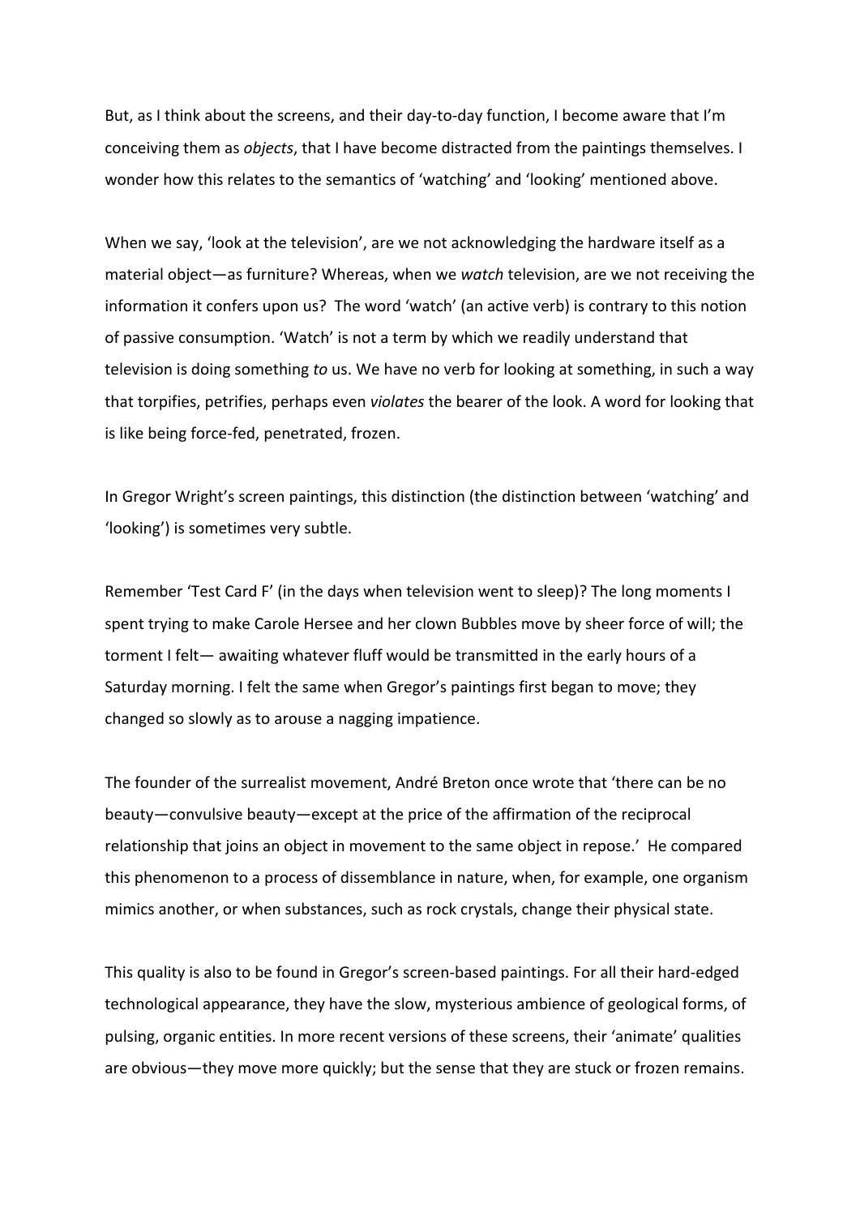But, as I think about the screens, and their day-to-day function, I become aware that I'm conceiving them as *objects*, that I have become distracted from the paintings themselves. I wonder how this relates to the semantics of 'watching' and 'looking' mentioned above.

When we say, 'look at the television', are we not acknowledging the hardware itself as a material object—as furniture? Whereas, when we *watch* television, are we not receiving the information it confers upon us? The word 'watch' (an active verb) is contrary to this notion of passive consumption. 'Watch' is not a term by which we readily understand that television is doing something *to* us. We have no verb for looking at something, in such a way that torpifies, petrifies, perhaps even *violates* the bearer of the look. A word for looking that is like being force-fed, penetrated, frozen.

In Gregor Wright's screen paintings, this distinction (the distinction between 'watching' and 'looking') is sometimes very subtle.

Remember 'Test Card F' (in the days when television went to sleep)? The long moments I spent trying to make Carole Hersee and her clown Bubbles move by sheer force of will; the torment I felt— awaiting whatever fluff would be transmitted in the early hours of a Saturday morning. I felt the same when Gregor's paintings first began to move; they changed so slowly as to arouse a nagging impatience.

The founder of the surrealist movement, André Breton once wrote that 'there can be no beauty—convulsive beauty—except at the price of the affirmation of the reciprocal relationship that joins an object in movement to the same object in repose.' He compared this phenomenon to a process of dissemblance in nature, when, for example, one organism mimics another, or when substances, such as rock crystals, change their physical state.

This quality is also to be found in Gregor's screen-based paintings. For all their hard-edged technological appearance, they have the slow, mysterious ambience of geological forms, of pulsing, organic entities. In more recent versions of these screens, their 'animate' qualities are obvious—they move more quickly; but the sense that they are stuck or frozen remains.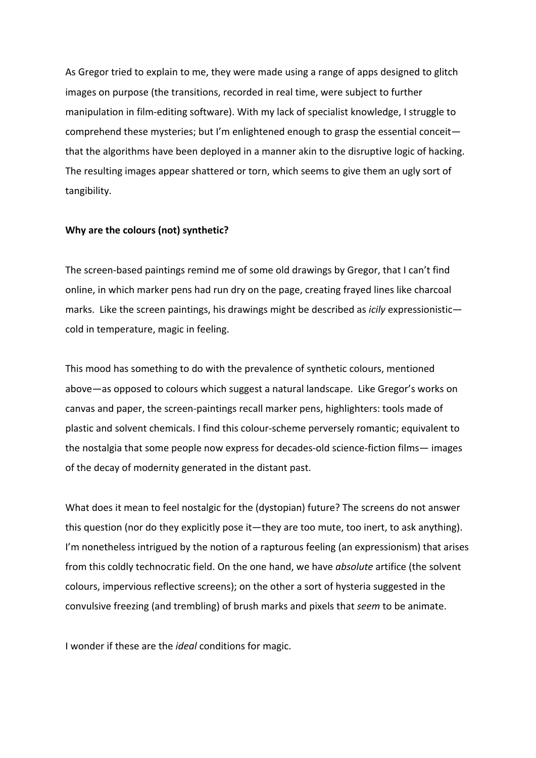As Gregor tried to explain to me, they were made using a range of apps designed to glitch images on purpose (the transitions, recorded in real time, were subject to further manipulation in film-editing software). With my lack of specialist knowledge, I struggle to comprehend these mysteries; but I'm enlightened enough to grasp the essential conceit—that the algorithms have been deployed in a manner akin to the disruptive logic of hacking. The resulting images appear shattered or torn, which seems to give them an ugly sort of tangibility.

**Why are the colours (not) synthetic?**

The screen-based paintings remind me of some old drawings by Gregor, that I can't find online, in which marker pens had run dry on the page, creating frayed lines like charcoal marks. Like the screen paintings, his drawings might be described as *icily* expressionistic—cold in temperature, magic in feeling.

This mood has something to do with the prevalence of synthetic colours, mentioned above—as opposed to colours which suggest a natural landscape. Like Gregor's works on canvas and paper, the screen-paintings recall marker pens, highlighters: tools made of plastic and solvent chemicals. I find this colour-scheme perversely romantic; equivalent to the nostalgia that some people now express for decades-old science-fiction films— images of the decay of modernity generated in the distant past.

What does it mean to feel nostalgic for the (dystopian) future? The screens do not answer this question (nor do they explicitly pose it—they are too mute, too inert, to ask anything). I'm nonetheless intrigued by the notion of a rapturous feeling (an expressionism) that arises from this coldly technocratic field. On the one hand, we have *absolute* artifice (the solvent colours, impervious reflective screens); on the other a sort of hysteria suggested in the convulsive freezing (and trembling) of brush marks and pixels that *seem* to be animate.

I wonder if these are the *ideal* conditions for magic.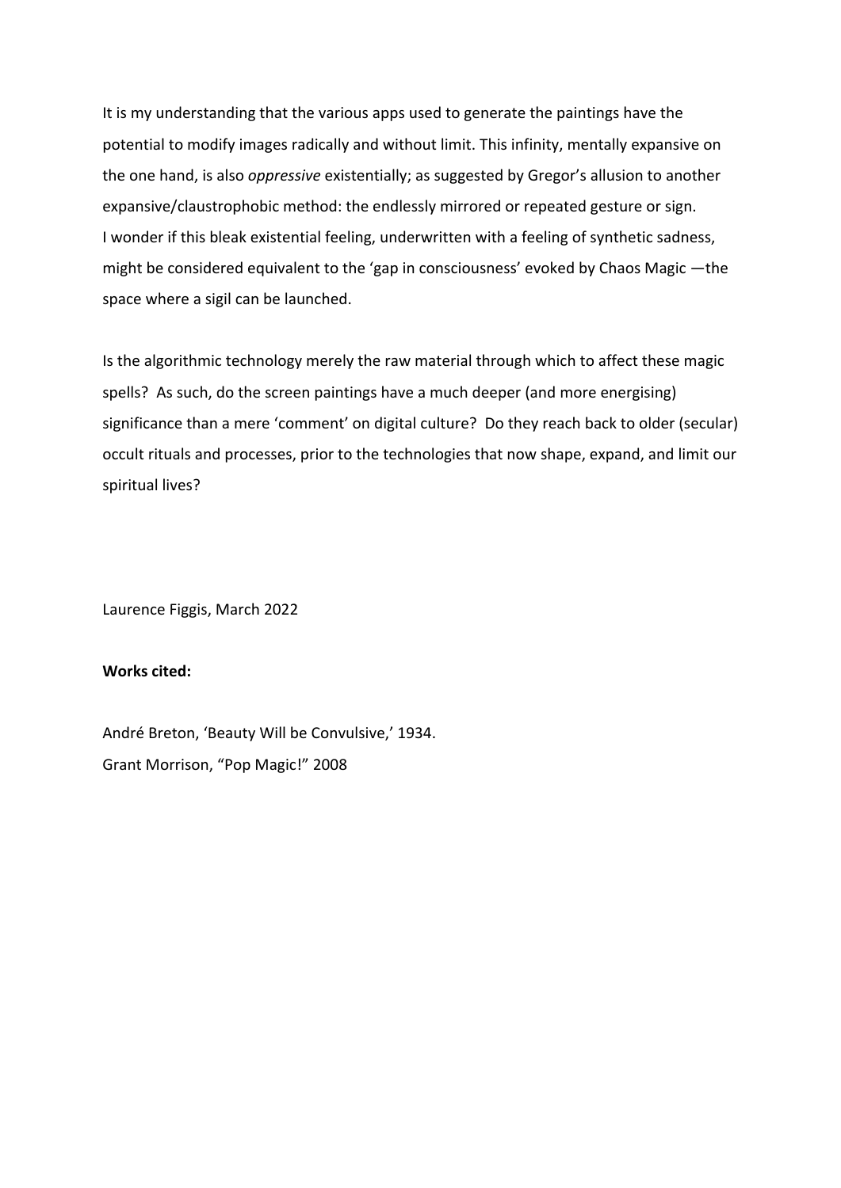It is my understanding that the various apps used to generate the paintings have the potential to modify images radically and without limit. This infinity, mentally expansive on the one hand, is also *oppressive* existentially; as suggested by Gregor's allusion to another expansive/claustrophobic method: the endlessly mirrored or repeated gesture or sign. I wonder if this bleak existential feeling, underwritten with a feeling of synthetic sadness, might be considered equivalent to the 'gap in consciousness' evoked by Chaos Magic —the space where a sigil can be launched.

Is the algorithmic technology merely the raw material through which to affect these magic spells? As such, do the screen paintings have a much deeper (and more energising) significance than a mere 'comment' on digital culture? Do they reach back to older (secular) occult rituals and processes, prior to the technologies that now shape, expand, and limit our spiritual lives?

Laurence Figgis, March 2022

**Works cited:**

André Breton, 'Beauty Will be Convulsive,' 1934.
Grant Morrison, "Pop Magic!" 2008